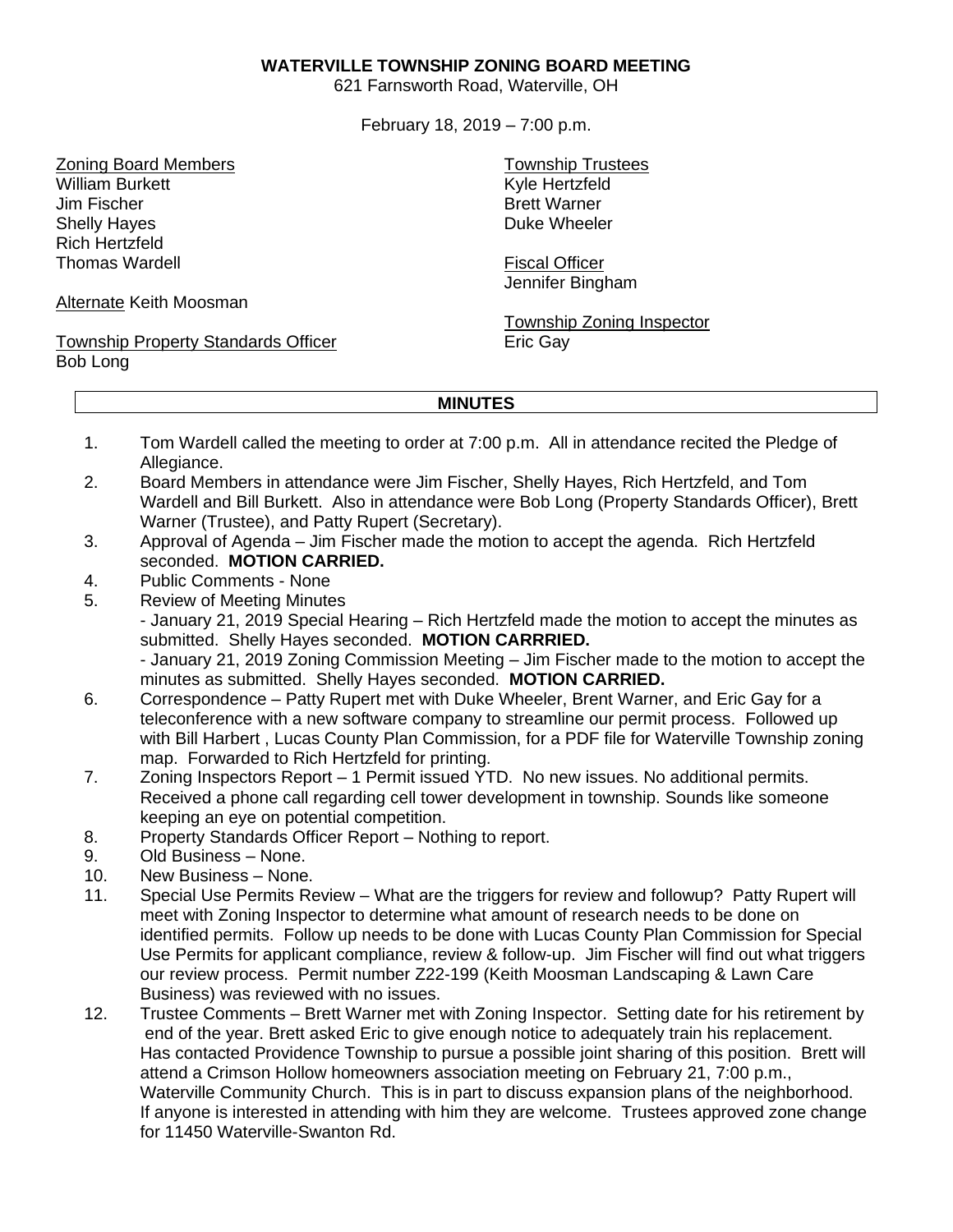**WATERVILLE TOWNSHIP ZONING BOARD MEETING**
621 Farnsworth Road, Waterville, OH

February 18, 2019 – 7:00 p.m.

Zoning Board Members
William Burkett
Jim Fischer
Shelly Hayes
Rich Hertzfeld
Thomas Wardell

Alternate Keith Moosman

Township Property Standards Officer
Bob Long

Township Trustees
Kyle Hertzfeld
Brett Warner
Duke Wheeler

Fiscal Officer
Jennifer Bingham

Township Zoning Inspector
Eric Gay

**MINUTES**

1. Tom Wardell called the meeting to order at 7:00 p.m. All in attendance recited the Pledge of Allegiance.
2. Board Members in attendance were Jim Fischer, Shelly Hayes, Rich Hertzfeld, and Tom Wardell and Bill Burkett. Also in attendance were Bob Long (Property Standards Officer), Brett Warner (Trustee), and Patty Rupert (Secretary).
3. Approval of Agenda – Jim Fischer made the motion to accept the agenda. Rich Hertzfeld seconded. **MOTION CARRIED.**
4. Public Comments - None
5. Review of Meeting Minutes
   - January 21, 2019 Special Hearing – Rich Hertzfeld made the motion to accept the minutes as submitted. Shelly Hayes seconded. **MOTION CARRRIED.**
   - January 21, 2019 Zoning Commission Meeting – Jim Fischer made to the motion to accept the minutes as submitted. Shelly Hayes seconded. **MOTION CARRIED.**
6. Correspondence – Patty Rupert met with Duke Wheeler, Brent Warner, and Eric Gay for a teleconference with a new software company to streamline our permit process. Followed up with Bill Harbert , Lucas County Plan Commission, for a PDF file for Waterville Township zoning map. Forwarded to Rich Hertzfeld for printing.
7. Zoning Inspectors Report – 1 Permit issued YTD. No new issues. No additional permits. Received a phone call regarding cell tower development in township. Sounds like someone keeping an eye on potential competition.
8. Property Standards Officer Report – Nothing to report.
9. Old Business – None.
10. New Business – None.
11. Special Use Permits Review – What are the triggers for review and followup? Patty Rupert will meet with Zoning Inspector to determine what amount of research needs to be done on identified permits. Follow up needs to be done with Lucas County Plan Commission for Special Use Permits for applicant compliance, review & follow-up. Jim Fischer will find out what triggers our review process. Permit number Z22-199 (Keith Moosman Landscaping & Lawn Care Business) was reviewed with no issues.
12. Trustee Comments – Brett Warner met with Zoning Inspector. Setting date for his retirement by end of the year. Brett asked Eric to give enough notice to adequately train his replacement. Has contacted Providence Township to pursue a possible joint sharing of this position. Brett will attend a Crimson Hollow homeowners association meeting on February 21, 7:00 p.m., Waterville Community Church. This is in part to discuss expansion plans of the neighborhood. If anyone is interested in attending with him they are welcome. Trustees approved zone change for 11450 Waterville-Swanton Rd.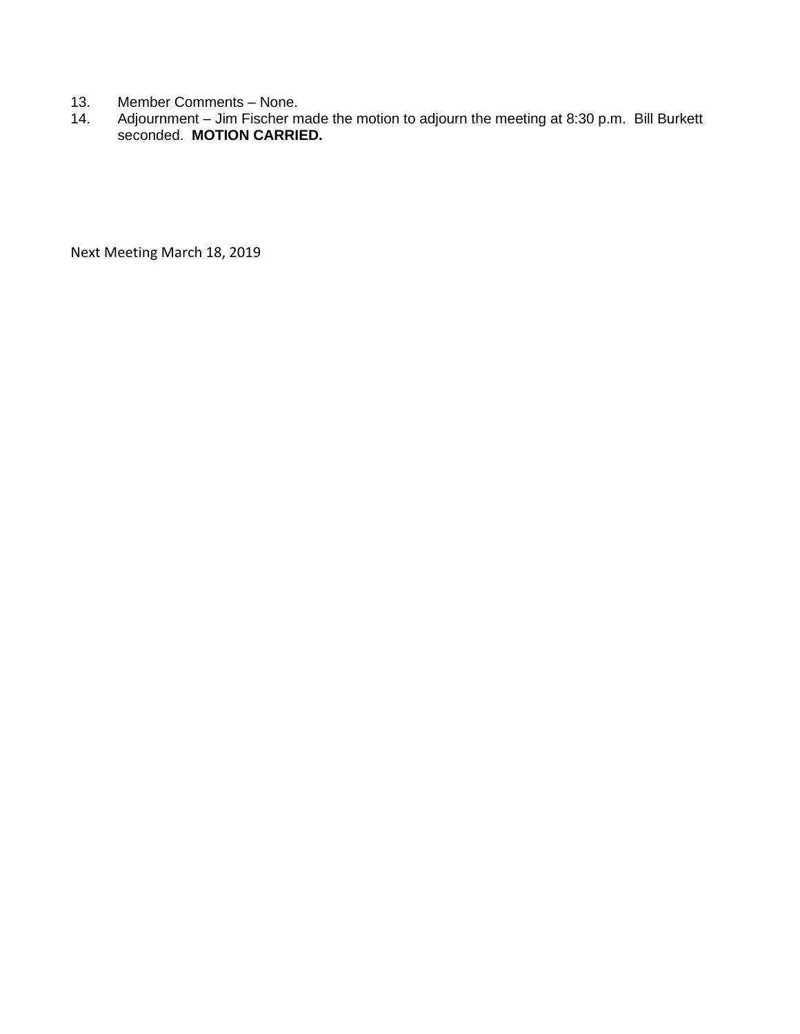13. Member Comments – None.
14. Adjournment – Jim Fischer made the motion to adjourn the meeting at 8:30 p.m. Bill Burkett seconded. **MOTION CARRIED.**

Next Meeting March 18, 2019